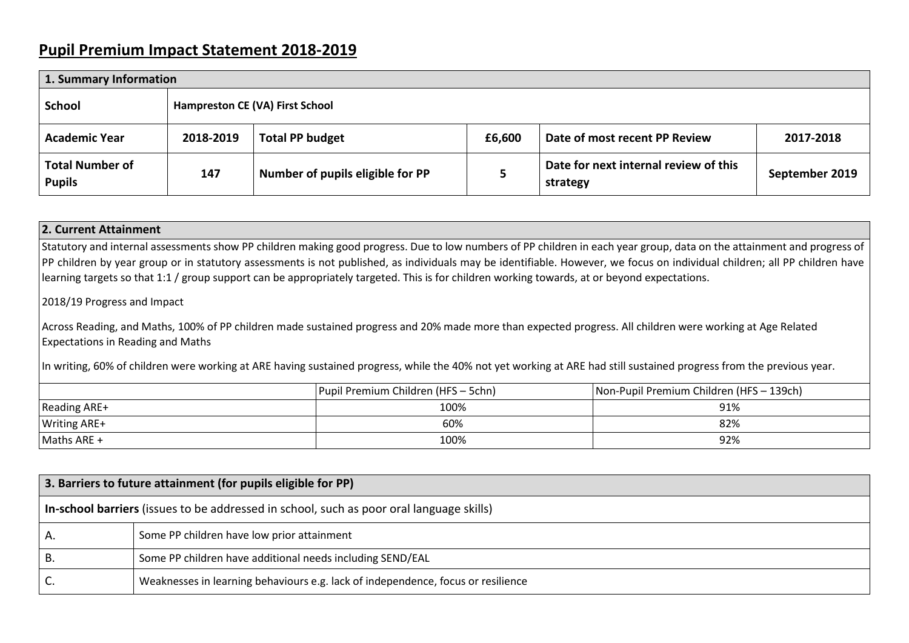# Pupil Premium Impact Statement 2018-2019

| 1. Summary Information | | | | | |
|---|---|---|---|---|---|
| **School** | **Hampreston CE (VA) First School** | | | | |
| **Academic Year** | **2018-2019** | **Total PP budget** | **£6,600** | **Date of most recent PP Review** | **2017-2018** |
| **Total Number of Pupils** | **147** | **Number of pupils eligible for PP** | **5** | **Date for next internal review of this strategy** | **September 2019** |

## 2. Current Attainment

Statutory and internal assessments show PP children making good progress. Due to low numbers of PP children in each year group, data on the attainment and progress of PP children by year group or in statutory assessments is not published, as individuals may be identifiable. However, we focus on individual children; all PP children have learning targets so that 1:1 / group support can be appropriately targeted. This is for children working towards, at or beyond expectations.

2018/19 Progress and Impact

Across Reading, and Maths, 100% of PP children made sustained progress and 20% made more than expected progress. All children were working at Age Related Expectations in Reading and Maths

In writing, 60% of children were working at ARE having sustained progress, while the 40% not yet working at ARE had still sustained progress from the previous year.

| | Pupil Premium Children (HFS – 5chn) | Non-Pupil Premium Children (HFS – 139ch) |
|---|---|---|
| Reading ARE+ | 100% | 91% |
| Writing ARE+ | 60% | 82% |
| Maths ARE + | 100% | 92% |

## 3. Barriers to future attainment (for pupils eligible for PP)

**In-school barriers** (issues to be addressed in school, such as poor oral language skills)

| | |
|---|---|
| A. | Some PP children have low prior attainment |
| B. | Some PP children have additional needs including SEND/EAL |
| C. | Weaknesses in learning behaviours e.g. lack of independence, focus or resilience |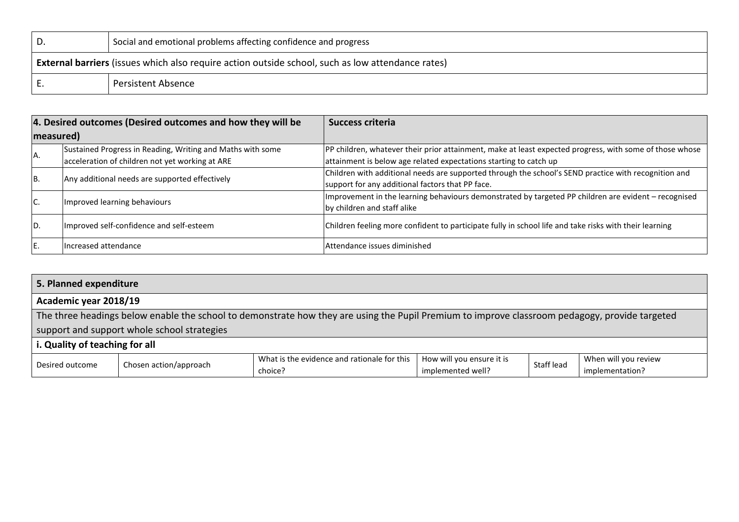| D. | Social and emotional problems affecting confidence and progress |
|---|---|
| **External barriers** (issues which also require action outside school, such as low attendance rates) | |
| E. | Persistent Absence |

| **4. Desired outcomes (Desired outcomes and how they will be measured)** | | **Success criteria** |
|---|---|---|
| A. | Sustained Progress in Reading, Writing and Maths with some acceleration of children not yet working at ARE | PP children, whatever their prior attainment, make at least expected progress, with some of those whose attainment is below age related expectations starting to catch up |
| B. | Any additional needs are supported effectively | Children with additional needs are supported through the school's SEND practice with recognition and support for any additional factors that PP face. |
| C. | Improved learning behaviours | Improvement in the learning behaviours demonstrated by targeted PP children are evident – recognised by children and staff alike |
| D. | Improved self-confidence and self-esteem | Children feeling more confident to participate fully in school life and take risks with their learning |
| E. | Increased attendance | Attendance issues diminished |

| **5. Planned expenditure** | | | | | |
|---|---|---|---|---|---|
| **Academic year 2018/19** | | | | | |
| The three headings below enable the school to demonstrate how they are using the Pupil Premium to improve classroom pedagogy, provide targeted support and support whole school strategies | | | | | |
| **i. Quality of teaching for all** | | | | | |
| Desired outcome | Chosen action/approach | What is the evidence and rationale for this choice? | How will you ensure it is implemented well? | Staff lead | When will you review implementation? |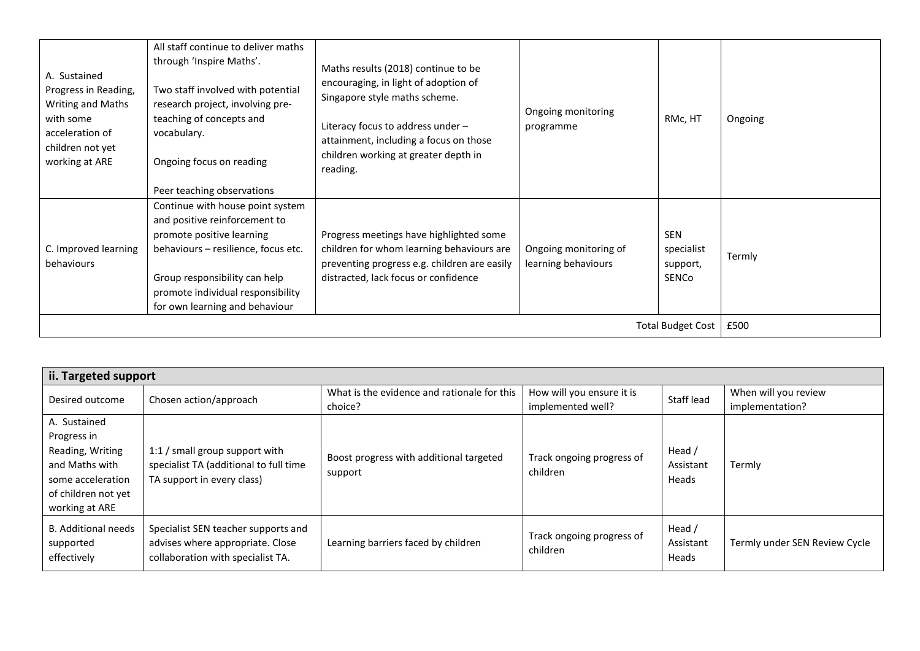| | | | | | |
|---|---|---|---|---|---|
| A. Sustained Progress in Reading, Writing and Maths with some acceleration of children not yet working at ARE | All staff continue to deliver maths through 'Inspire Maths'.<br><br>Two staff involved with potential research project, involving pre-teaching of concepts and vocabulary.<br><br>Ongoing focus on reading<br><br>Peer teaching observations | Maths results (2018) continue to be encouraging, in light of adoption of Singapore style maths scheme.<br><br>Literacy focus to address under – attainment, including a focus on those children working at greater depth in reading. | Ongoing monitoring programme | RMc, HT | Ongoing |
| C. Improved learning behaviours | Continue with house point system and positive reinforcement to promote positive learning behaviours – resilience, focus etc.<br><br>Group responsibility can help promote individual responsibility for own learning and behaviour | Progress meetings have highlighted some children for whom learning behaviours are preventing progress e.g. children are easily distracted, lack focus or confidence | Ongoing monitoring of learning behaviours | SEN specialist support, SENCo | Termly |
| | | | | Total Budget Cost | £500 |

| ii. Targeted support | | | | | |
|---|---|---|---|---|---|
| Desired outcome | Chosen action/approach | What is the evidence and rationale for this choice? | How will you ensure it is implemented well? | Staff lead | When will you review implementation? |
| A. Sustained Progress in Reading, Writing and Maths with some acceleration of children not yet working at ARE | 1:1 / small group support with specialist TA (additional to full time TA support in every class) | Boost progress with additional targeted support | Track ongoing progress of children | Head / Assistant Heads | Termly |
| B. Additional needs supported effectively | Specialist SEN teacher supports and advises where appropriate. Close collaboration with specialist TA. | Learning barriers faced by children | Track ongoing progress of children | Head / Assistant Heads | Termly under SEN Review Cycle |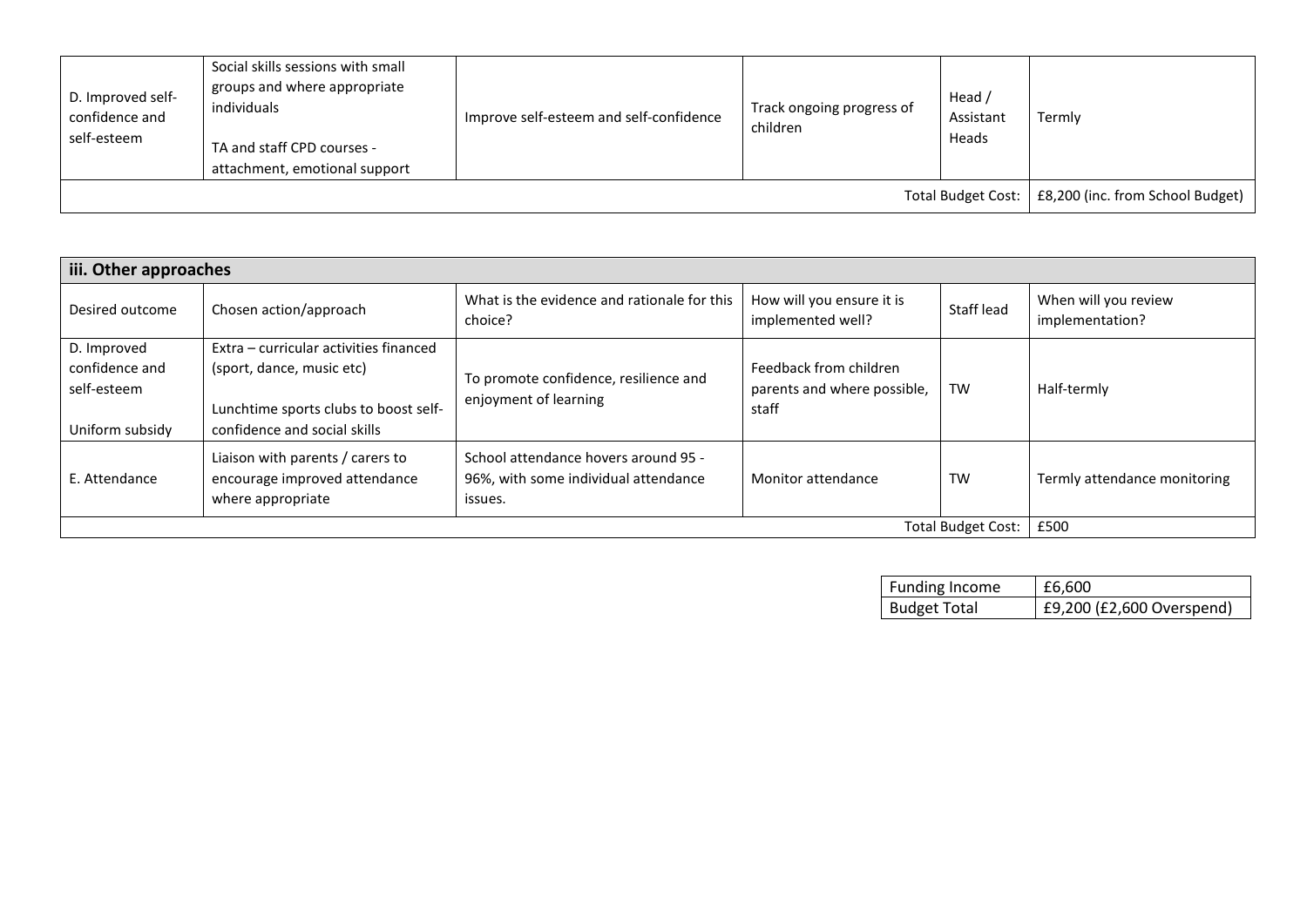| | | | | | |
|---|---|---|---|---|---|
| D. Improved self-confidence and self-esteem | Social skills sessions with small groups and where appropriate individuals<br><br>TA and staff CPD courses - attachment, emotional support | Improve self-esteem and self-confidence | Track ongoing progress of children | Head / Assistant Heads | Termly |
| | | | | Total Budget Cost: | £8,200 (inc. from School Budget) |

| iii. Other approaches | | | | | |
|---|---|---|---|---|---|
| Desired outcome | Chosen action/approach | What is the evidence and rationale for this choice? | How will you ensure it is implemented well? | Staff lead | When will you review implementation? |
| D. Improved confidence and self-esteem<br><br>Uniform subsidy | Extra – curricular activities financed (sport, dance, music etc)<br><br>Lunchtime sports clubs to boost self-confidence and social skills | To promote confidence, resilience and enjoyment of learning | Feedback from children parents and where possible, staff | TW | Half-termly |
| E. Attendance | Liaison with parents / carers to encourage improved attendance where appropriate | School attendance hovers around 95 - 96%, with some individual attendance issues. | Monitor attendance | TW | Termly attendance monitoring |
| | | | | Total Budget Cost: | £500 |

| Funding Income | £6,600 |
|---|---|
| Budget Total | £9,200 (£2,600 Overspend) |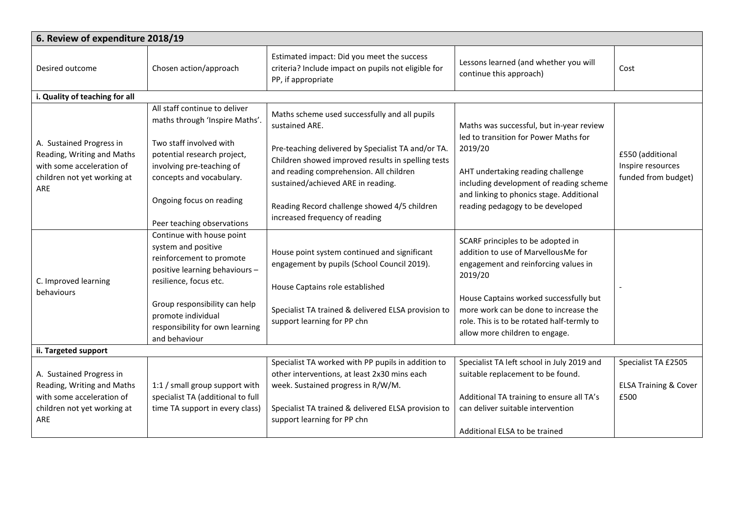| 6. Review of expenditure 2018/19 | | | | |
|---|---|---|---|---|
| Desired outcome | Chosen action/approach | Estimated impact: Did you meet the success criteria? Include impact on pupils not eligible for PP, if appropriate | Lessons learned (and whether you will continue this approach) | Cost |
| **i. Quality of teaching for all** | | | | |
| A. Sustained Progress in Reading, Writing and Maths with some acceleration of children not yet working at ARE | All staff continue to deliver maths through 'Inspire Maths'.<br><br>Two staff involved with potential research project, involving pre-teaching of concepts and vocabulary.<br><br>Ongoing focus on reading<br><br>Peer teaching observations | Maths scheme used successfully and all pupils sustained ARE.<br><br>Pre-teaching delivered by Specialist TA and/or TA. Children showed improved results in spelling tests and reading comprehension. All children sustained/achieved ARE in reading.<br><br>Reading Record challenge showed 4/5 children increased frequency of reading | Maths was successful, but in-year review led to transition for Power Maths for 2019/20<br><br>AHT undertaking reading challenge including development of reading scheme and linking to phonics stage. Additional reading pedagogy to be developed | £550 (additional Inspire resources funded from budget) |
| C. Improved learning behaviours | Continue with house point system and positive reinforcement to promote positive learning behaviours – resilience, focus etc.<br><br>Group responsibility can help promote individual responsibility for own learning and behaviour | House point system continued and significant engagement by pupils (School Council 2019).<br><br>House Captains role established<br><br>Specialist TA trained & delivered ELSA provision to support learning for PP chn | SCARF principles to be adopted in addition to use of MarvellousMe for engagement and reinforcing values in 2019/20<br><br>House Captains worked successfully but more work can be done to increase the role. This is to be rotated half-termly to allow more children to engage. | - |
| **ii. Targeted support** | | | | |
| A. Sustained Progress in Reading, Writing and Maths with some acceleration of children not yet working at ARE | 1:1 / small group support with specialist TA (additional to full time TA support in every class) | Specialist TA worked with PP pupils in addition to other interventions, at least 2x30 mins each week. Sustained progress in R/W/M.<br><br>Specialist TA trained & delivered ELSA provision to support learning for PP chn | Specialist TA left school in July 2019 and suitable replacement to be found.<br><br>Additional TA training to ensure all TA's can deliver suitable intervention<br><br>Additional ELSA to be trained | Specialist TA £2505<br><br>ELSA Training & Cover £500 |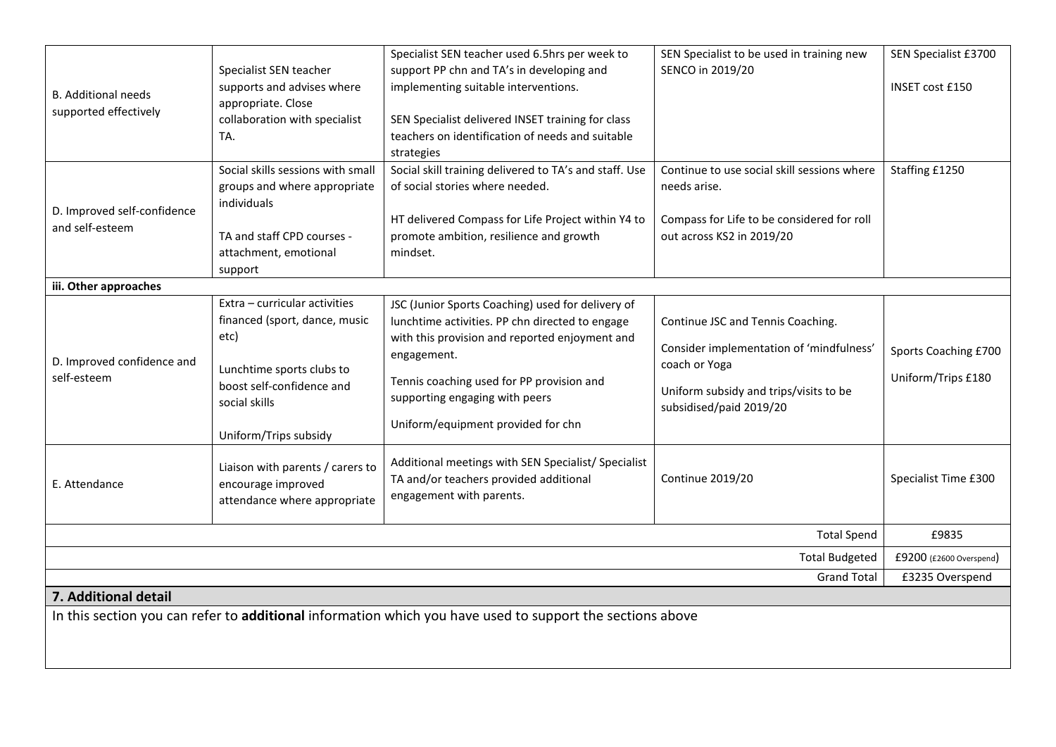| | | | | |
|---|---|---|---|---|
| B. Additional needs supported effectively | Specialist SEN teacher supports and advises where appropriate. Close collaboration with specialist TA. | Specialist SEN teacher used 6.5hrs per week to support PP chn and TA's in developing and implementing suitable interventions.<br><br>SEN Specialist delivered INSET training for class teachers on identification of needs and suitable strategies | SEN Specialist to be used in training new SENCO in 2019/20 | SEN Specialist £3700<br><br>INSET cost £150 |
| D. Improved self-confidence and self-esteem | Social skills sessions with small groups and where appropriate individuals<br><br>TA and staff CPD courses - attachment, emotional support | Social skill training delivered to TA's and staff. Use of social stories where needed.<br><br>HT delivered Compass for Life Project within Y4 to promote ambition, resilience and growth mindset. | Continue to use social skill sessions where needs arise.<br><br>Compass for Life to be considered for roll out across KS2 in 2019/20 | Staffing £1250 |
| **iii. Other approaches** | | | | |
| D. Improved confidence and self-esteem | Extra – curricular activities financed (sport, dance, music etc)<br><br>Lunchtime sports clubs to boost self-confidence and social skills<br><br>Uniform/Trips subsidy | JSC (Junior Sports Coaching) used for delivery of lunchtime activities. PP chn directed to engage with this provision and reported enjoyment and engagement.<br><br>Tennis coaching used for PP provision and supporting engaging with peers<br><br>Uniform/equipment provided for chn | Continue JSC and Tennis Coaching.<br><br>Consider implementation of 'mindfulness' coach or Yoga<br><br>Uniform subsidy and trips/visits to be subsidised/paid 2019/20 | Sports Coaching £700<br><br>Uniform/Trips £180 |
| E. Attendance | Liaison with parents / carers to encourage improved attendance where appropriate | Additional meetings with SEN Specialist/ Specialist TA and/or teachers provided additional engagement with parents. | Continue 2019/20 | Specialist Time £300 |
| | | | Total Spend | £9835 |
| | | | Total Budgeted | £9200 (£2600 Overspend) |
| | | | Grand Total | £3235 Overspend |

## 7. Additional detail

In this section you can refer to **additional** information which you have used to support the sections above